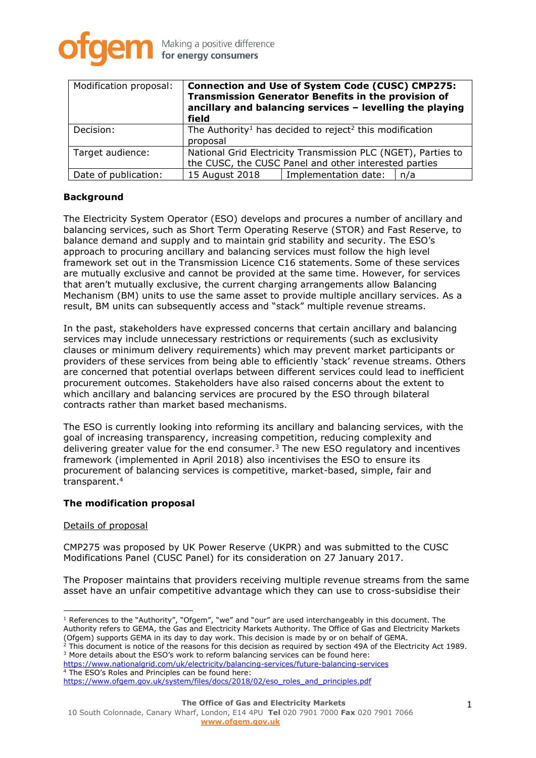| Modification proposal: | **Connection and Use of System Code (CUSC) CMP275: Transmission Generator Benefits in the provision of ancillary and balancing services – levelling the playing field** | | |
| --- | --- | --- | --- |
| Decision: | The Authority[1] has decided to reject[2] this modification proposal | | |
| Target audience: | National Grid Electricity Transmission PLC (NGET), Parties to the CUSC, the CUSC Panel and other interested parties | | |
| Date of publication: | 15 August 2018 | Implementation date: | n/a |

**Background**

The Electricity System Operator (ESO) develops and procures a number of ancillary and balancing services, such as Short Term Operating Reserve (STOR) and Fast Reserve, to balance demand and supply and to maintain grid stability and security. The ESO's approach to procuring ancillary and balancing services must follow the high level framework set out in the Transmission Licence C16 statements. Some of these services are mutually exclusive and cannot be provided at the same time. However, for services that aren't mutually exclusive, the current charging arrangements allow Balancing Mechanism (BM) units to use the same asset to provide multiple ancillary services. As a result, BM units can subsequently access and "stack" multiple revenue streams.

In the past, stakeholders have expressed concerns that certain ancillary and balancing services may include unnecessary restrictions or requirements (such as exclusivity clauses or minimum delivery requirements) which may prevent market participants or providers of these services from being able to efficiently 'stack' revenue streams. Others are concerned that potential overlaps between different services could lead to inefficient procurement outcomes. Stakeholders have also raised concerns about the extent to which ancillary and balancing services are procured by the ESO through bilateral contracts rather than market based mechanisms.

The ESO is currently looking into reforming its ancillary and balancing services, with the goal of increasing transparency, increasing competition, reducing complexity and delivering greater value for the end consumer.[3] The new ESO regulatory and incentives framework (implemented in April 2018) also incentivises the ESO to ensure its procurement of balancing services is competitive, market-based, simple, fair and transparent.[4]

**The modification proposal**

Details of proposal

CMP275 was proposed by UK Power Reserve (UKPR) and was submitted to the CUSC Modifications Panel (CUSC Panel) for its consideration on 27 January 2017.

The Proposer maintains that providers receiving multiple revenue streams from the same asset have an unfair competitive advantage which they can use to cross-subsidise their

[1] References to the "Authority", "Ofgem", "we" and "our" are used interchangeably in this document. The Authority refers to GEMA, the Gas and Electricity Markets Authority. The Office of Gas and Electricity Markets (Ofgem) supports GEMA in its day to day work. This decision is made by or on behalf of GEMA.
[2] This document is notice of the reasons for this decision as required by section 49A of the Electricity Act 1989.
[3] More details about the ESO's work to reform balancing services can be found here: https://www.nationalgrid.com/uk/electricity/balancing-services/future-balancing-services
[4] The ESO's Roles and Principles can be found here: https://www.ofgem.gov.uk/system/files/docs/2018/02/eso_roles_and_principles.pdf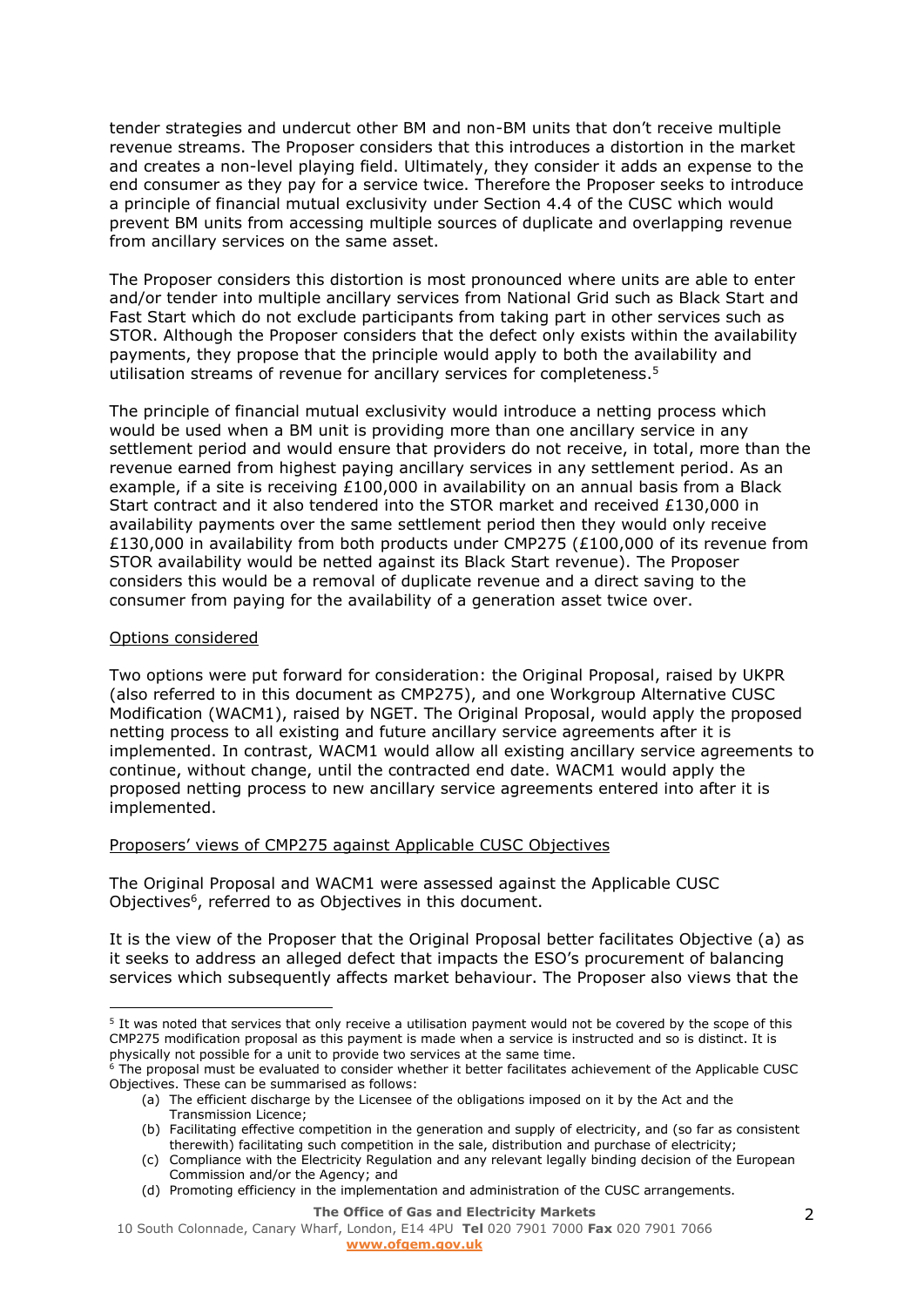tender strategies and undercut other BM and non-BM units that don't receive multiple revenue streams. The Proposer considers that this introduces a distortion in the market and creates a non-level playing field. Ultimately, they consider it adds an expense to the end consumer as they pay for a service twice. Therefore the Proposer seeks to introduce a principle of financial mutual exclusivity under Section 4.4 of the CUSC which would prevent BM units from accessing multiple sources of duplicate and overlapping revenue from ancillary services on the same asset.

The Proposer considers this distortion is most pronounced where units are able to enter and/or tender into multiple ancillary services from National Grid such as Black Start and Fast Start which do not exclude participants from taking part in other services such as STOR. Although the Proposer considers that the defect only exists within the availability payments, they propose that the principle would apply to both the availability and utilisation streams of revenue for ancillary services for completeness.[5]

The principle of financial mutual exclusivity would introduce a netting process which would be used when a BM unit is providing more than one ancillary service in any settlement period and would ensure that providers do not receive, in total, more than the revenue earned from highest paying ancillary services in any settlement period. As an example, if a site is receiving £100,000 in availability on an annual basis from a Black Start contract and it also tendered into the STOR market and received £130,000 in availability payments over the same settlement period then they would only receive £130,000 in availability from both products under CMP275 (£100,000 of its revenue from STOR availability would be netted against its Black Start revenue). The Proposer considers this would be a removal of duplicate revenue and a direct saving to the consumer from paying for the availability of a generation asset twice over.

<u>Options considered</u>

Two options were put forward for consideration: the Original Proposal, raised by UKPR (also referred to in this document as CMP275), and one Workgroup Alternative CUSC Modification (WACM1), raised by NGET. The Original Proposal, would apply the proposed netting process to all existing and future ancillary service agreements after it is implemented. In contrast, WACM1 would allow all existing ancillary service agreements to continue, without change, until the contracted end date. WACM1 would apply the proposed netting process to new ancillary service agreements entered into after it is implemented.

<u>Proposers' views of CMP275 against Applicable CUSC Objectives</u>

The Original Proposal and WACM1 were assessed against the Applicable CUSC Objectives[6], referred to as Objectives in this document.

It is the view of the Proposer that the Original Proposal better facilitates Objective (a) as it seeks to address an alleged defect that impacts the ESO's procurement of balancing services which subsequently affects market behaviour. The Proposer also views that the

---

[5] It was noted that services that only receive a utilisation payment would not be covered by the scope of this CMP275 modification proposal as this payment is made when a service is instructed and so is distinct. It is physically not possible for a unit to provide two services at the same time.

[6] The proposal must be evaluated to consider whether it better facilitates achievement of the Applicable CUSC Objectives. These can be summarised as follows:

(a) The efficient discharge by the Licensee of the obligations imposed on it by the Act and the Transmission Licence;

(b) Facilitating effective competition in the generation and supply of electricity, and (so far as consistent therewith) facilitating such competition in the sale, distribution and purchase of electricity;

(c) Compliance with the Electricity Regulation and any relevant legally binding decision of the European Commission and/or the Agency; and

(d) Promoting efficiency in the implementation and administration of the CUSC arrangements.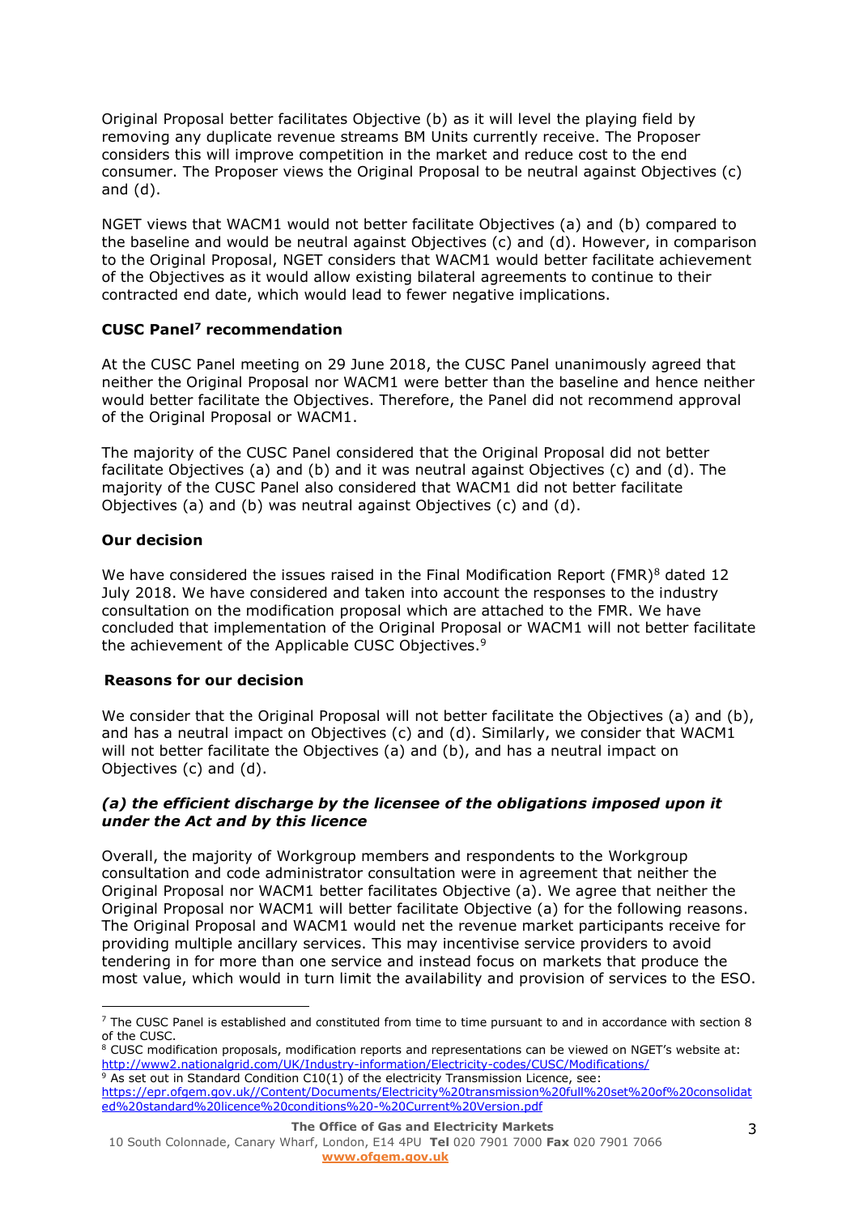Original Proposal better facilitates Objective (b) as it will level the playing field by removing any duplicate revenue streams BM Units currently receive. The Proposer considers this will improve competition in the market and reduce cost to the end consumer. The Proposer views the Original Proposal to be neutral against Objectives (c) and (d).

NGET views that WACM1 would not better facilitate Objectives (a) and (b) compared to the baseline and would be neutral against Objectives (c) and (d). However, in comparison to the Original Proposal, NGET considers that WACM1 would better facilitate achievement of the Objectives as it would allow existing bilateral agreements to continue to their contracted end date, which would lead to fewer negative implications.

**CUSC Panel[7] recommendation**

At the CUSC Panel meeting on 29 June 2018, the CUSC Panel unanimously agreed that neither the Original Proposal nor WACM1 were better than the baseline and hence neither would better facilitate the Objectives. Therefore, the Panel did not recommend approval of the Original Proposal or WACM1.

The majority of the CUSC Panel considered that the Original Proposal did not better facilitate Objectives (a) and (b) and it was neutral against Objectives (c) and (d). The majority of the CUSC Panel also considered that WACM1 did not better facilitate Objectives (a) and (b) was neutral against Objectives (c) and (d).

**Our decision**

We have considered the issues raised in the Final Modification Report (FMR)[8] dated 12 July 2018. We have considered and taken into account the responses to the industry consultation on the modification proposal which are attached to the FMR. We have concluded that implementation of the Original Proposal or WACM1 will not better facilitate the achievement of the Applicable CUSC Objectives.[9]

**Reasons for our decision**

We consider that the Original Proposal will not better facilitate the Objectives (a) and (b), and has a neutral impact on Objectives (c) and (d). Similarly, we consider that WACM1 will not better facilitate the Objectives (a) and (b), and has a neutral impact on Objectives (c) and (d).

***(a) the efficient discharge by the licensee of the obligations imposed upon it under the Act and by this licence***

Overall, the majority of Workgroup members and respondents to the Workgroup consultation and code administrator consultation were in agreement that neither the Original Proposal nor WACM1 better facilitates Objective (a). We agree that neither the Original Proposal nor WACM1 will better facilitate Objective (a) for the following reasons. The Original Proposal and WACM1 would net the revenue market participants receive for providing multiple ancillary services. This may incentivise service providers to avoid tendering in for more than one service and instead focus on markets that produce the most value, which would in turn limit the availability and provision of services to the ESO.

---

[7] The CUSC Panel is established and constituted from time to time pursuant to and in accordance with section 8 of the CUSC.

[8] CUSC modification proposals, modification reports and representations can be viewed on NGET's website at: http://www2.nationalgrid.com/UK/Industry-information/Electricity-codes/CUSC/Modifications/

[9] As set out in Standard Condition C10(1) of the electricity Transmission Licence, see: https://epr.ofgem.gov.uk//Content/Documents/Electricity%20transmission%20full%20set%20of%20consolidated%20standard%20licence%20conditions%20-%20Current%20Version.pdf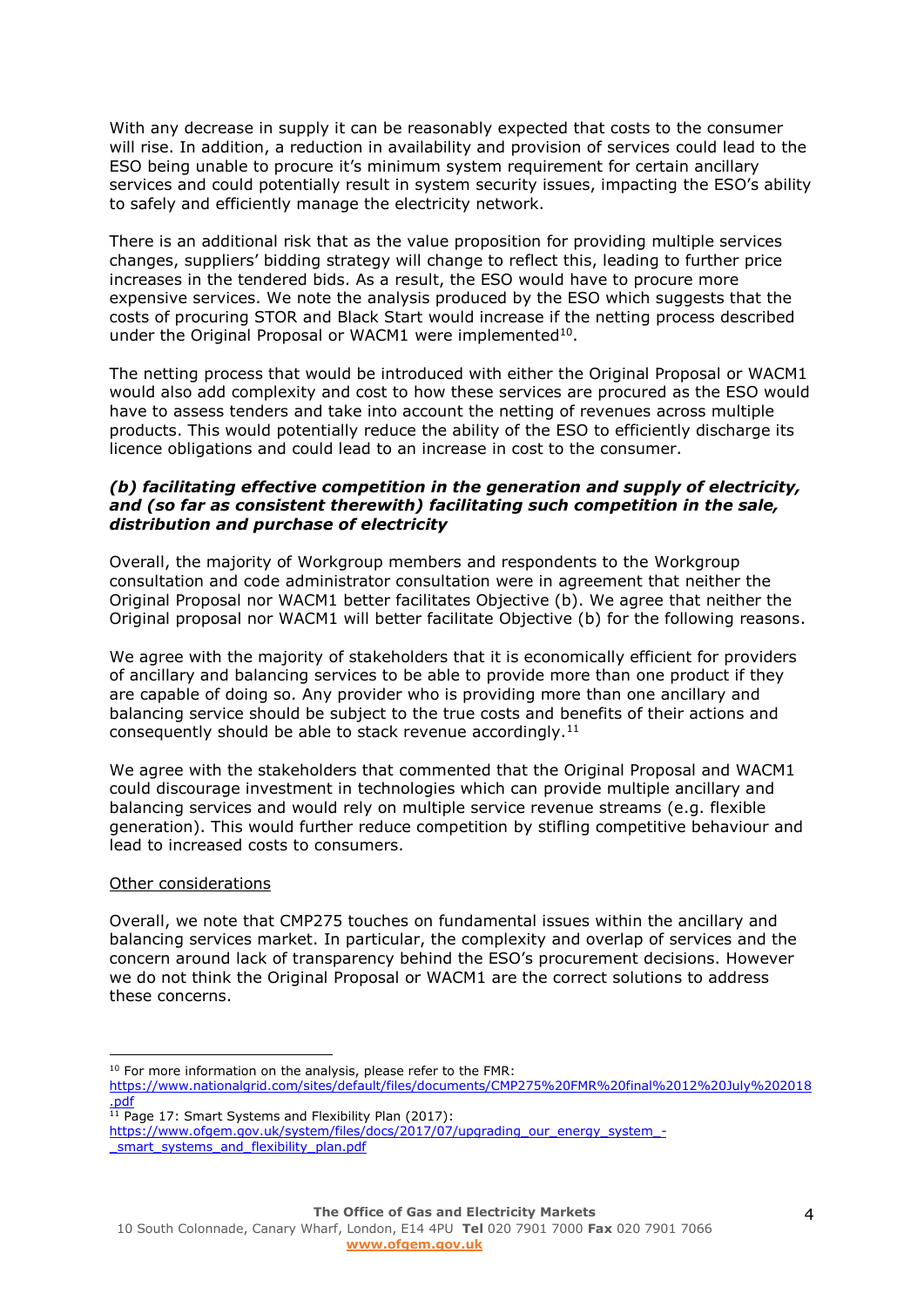With any decrease in supply it can be reasonably expected that costs to the consumer will rise. In addition, a reduction in availability and provision of services could lead to the ESO being unable to procure it's minimum system requirement for certain ancillary services and could potentially result in system security issues, impacting the ESO's ability to safely and efficiently manage the electricity network.

There is an additional risk that as the value proposition for providing multiple services changes, suppliers' bidding strategy will change to reflect this, leading to further price increases in the tendered bids. As a result, the ESO would have to procure more expensive services. We note the analysis produced by the ESO which suggests that the costs of procuring STOR and Black Start would increase if the netting process described under the Original Proposal or WACM1 were implemented[10].

The netting process that would be introduced with either the Original Proposal or WACM1 would also add complexity and cost to how these services are procured as the ESO would have to assess tenders and take into account the netting of revenues across multiple products. This would potentially reduce the ability of the ESO to efficiently discharge its licence obligations and could lead to an increase in cost to the consumer.

***(b) facilitating effective competition in the generation and supply of electricity, and (so far as consistent therewith) facilitating such competition in the sale, distribution and purchase of electricity***

Overall, the majority of Workgroup members and respondents to the Workgroup consultation and code administrator consultation were in agreement that neither the Original Proposal nor WACM1 better facilitates Objective (b). We agree that neither the Original proposal nor WACM1 will better facilitate Objective (b) for the following reasons.

We agree with the majority of stakeholders that it is economically efficient for providers of ancillary and balancing services to be able to provide more than one product if they are capable of doing so. Any provider who is providing more than one ancillary and balancing service should be subject to the true costs and benefits of their actions and consequently should be able to stack revenue accordingly.[11]

We agree with the stakeholders that commented that the Original Proposal and WACM1 could discourage investment in technologies which can provide multiple ancillary and balancing services and would rely on multiple service revenue streams (e.g. flexible generation). This would further reduce competition by stifling competitive behaviour and lead to increased costs to consumers.

<u>Other considerations</u>

Overall, we note that CMP275 touches on fundamental issues within the ancillary and balancing services market. In particular, the complexity and overlap of services and the concern around lack of transparency behind the ESO's procurement decisions. However we do not think the Original Proposal or WACM1 are the correct solutions to address these concerns.

---

[10] For more information on the analysis, please refer to the FMR: https://www.nationalgrid.com/sites/default/files/documents/CMP275%20FMR%20final%2012%20July%202018.pdf

[11] Page 17: Smart Systems and Flexibility Plan (2017): https://www.ofgem.gov.uk/system/files/docs/2017/07/upgrading_our_energy_system_-_smart_systems_and_flexibility_plan.pdf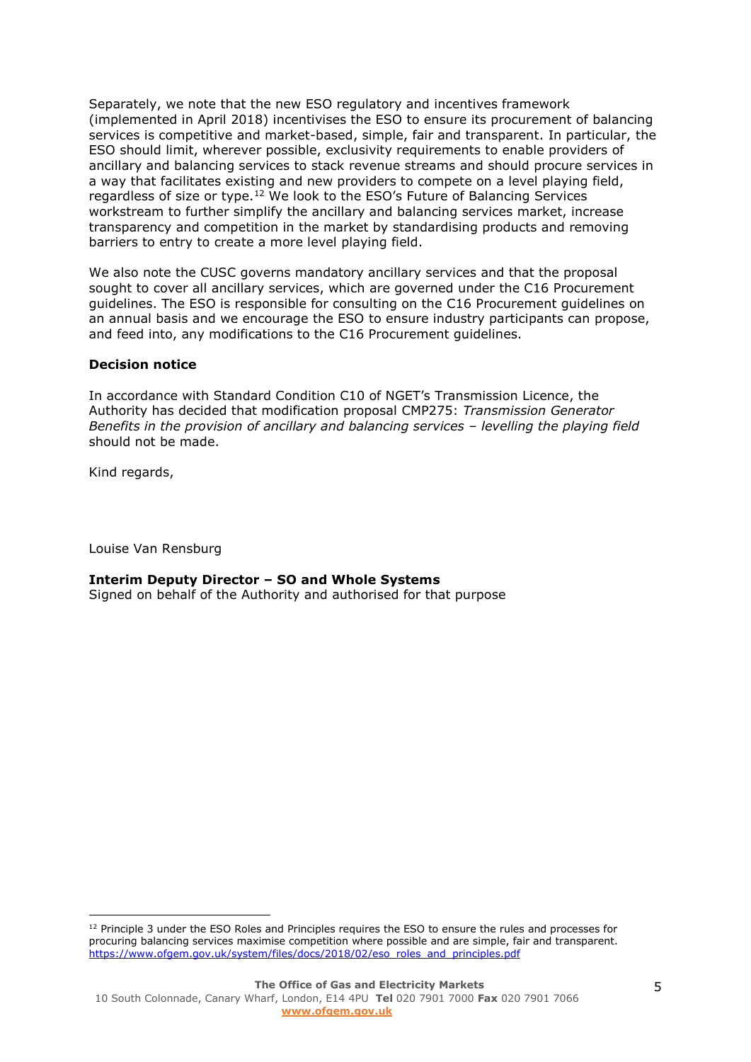Separately, we note that the new ESO regulatory and incentives framework (implemented in April 2018) incentivises the ESO to ensure its procurement of balancing services is competitive and market-based, simple, fair and transparent. In particular, the ESO should limit, wherever possible, exclusivity requirements to enable providers of ancillary and balancing services to stack revenue streams and should procure services in a way that facilitates existing and new providers to compete on a level playing field, regardless of size or type.[12] We look to the ESO's Future of Balancing Services workstream to further simplify the ancillary and balancing services market, increase transparency and competition in the market by standardising products and removing barriers to entry to create a more level playing field.

We also note the CUSC governs mandatory ancillary services and that the proposal sought to cover all ancillary services, which are governed under the C16 Procurement guidelines. The ESO is responsible for consulting on the C16 Procurement guidelines on an annual basis and we encourage the ESO to ensure industry participants can propose, and feed into, any modifications to the C16 Procurement guidelines.

**Decision notice**

In accordance with Standard Condition C10 of NGET's Transmission Licence, the Authority has decided that modification proposal CMP275: *Transmission Generator Benefits in the provision of ancillary and balancing services – levelling the playing field* should not be made.

Kind regards,

Louise Van Rensburg

**Interim Deputy Director – SO and Whole Systems**
Signed on behalf of the Authority and authorised for that purpose

[12] Principle 3 under the ESO Roles and Principles requires the ESO to ensure the rules and processes for procuring balancing services maximise competition where possible and are simple, fair and transparent. https://www.ofgem.gov.uk/system/files/docs/2018/02/eso_roles_and_principles.pdf